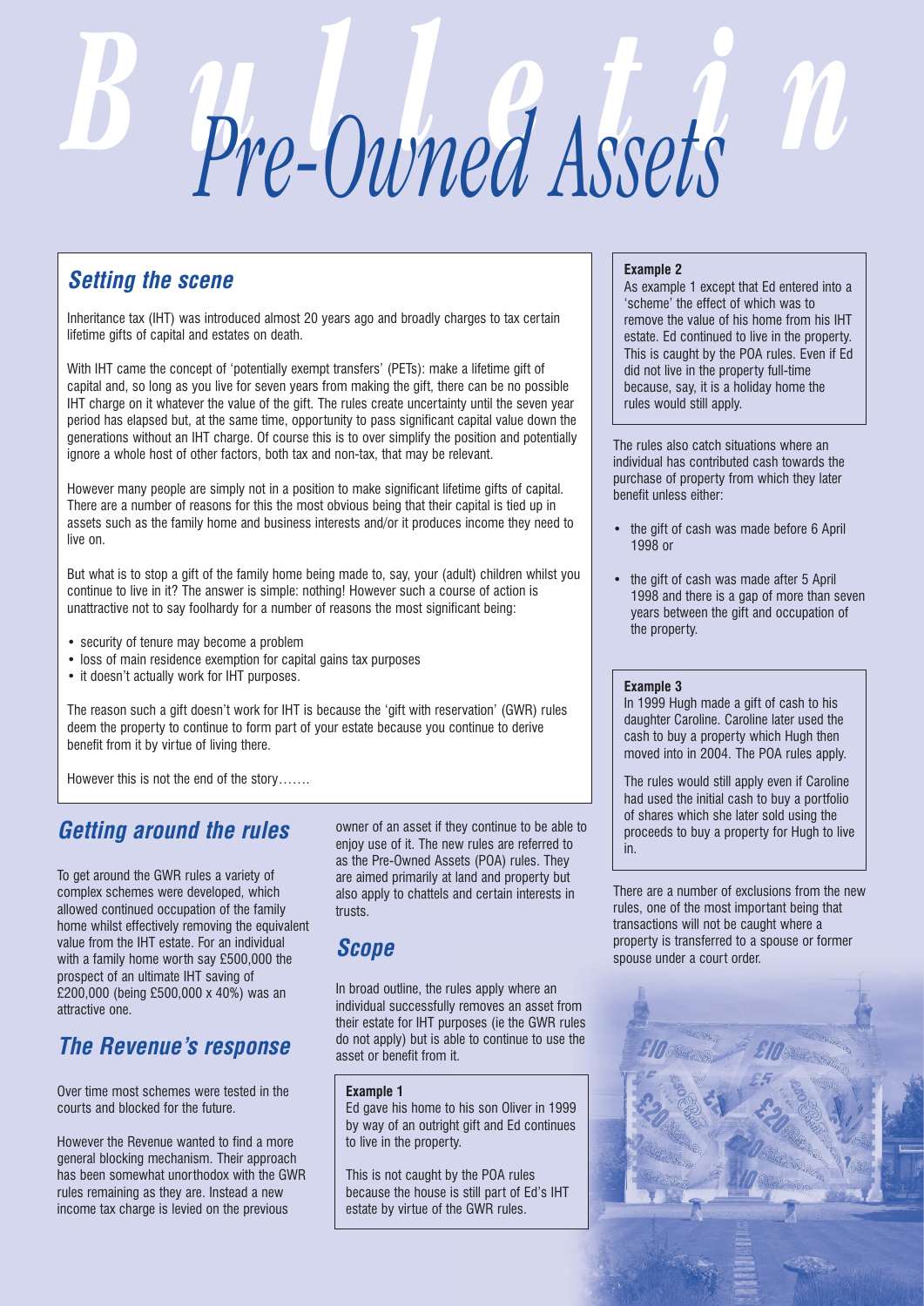# Pre-Owned Assets

## Setting the scene

Inheritance tax (IHT) was introduced almost 20 years ago and broadly charges to tax certain lifetime gifts of capital and estates on death.

With IHT came the concept of 'potentially exempt transfers' (PETs): make a lifetime gift of capital and, so long as you live for seven years from making the gift, there can be no possible IHT charge on it whatever the value of the gift. The rules create uncertainty until the seven year period has elapsed but, at the same time, opportunity to pass significant capital value down the generations without an IHT charge. Of course this is to over simplify the position and potentially ignore a whole host of other factors, both tax and non-tax, that may be relevant.

However many people are simply not in a position to make significant lifetime gifts of capital. There are a number of reasons for this the most obvious being that their capital is tied up in assets such as the family home and business interests and/or it produces income they need to live on.

But what is to stop a gift of the family home being made to, say, your (adult) children whilst you continue to live in it? The answer is simple: nothing! However such a course of action is unattractive not to say foolhardy for a number of reasons the most significant being:

- security of tenure may become a problem
- loss of main residence exemption for capital gains tax purposes
- it doesn't actually work for IHT purposes.

The reason such a gift doesn't work for IHT is because the 'gift with reservation' (GWR) rules deem the property to continue to form part of your estate because you continue to derive benefit from it by virtue of living there.

However this is not the end of the story…….

## Getting around the rules

To get around the GWR rules a variety of complex schemes were developed, which allowed continued occupation of the family home whilst effectively removing the equivalent value from the IHT estate. For an individual with a family home worth say £500,000 the prospect of an ultimate IHT saving of £200,000 (being £500,000 x 40%) was an attractive one.

## The Revenue's response

Over time most schemes were tested in the courts and blocked for the future.

However the Revenue wanted to find a more general blocking mechanism. Their approach has been somewhat unorthodox with the GWR rules remaining as they are. Instead a new income tax charge is levied on the previous owner of an asset if they continue to be able to enjoy use of it. The new rules are referred to as the Pre-Owned Assets (POA) rules. They are aimed primarily at land and property but also apply to chattels and certain interests in trusts.

## Scope

In broad outline, the rules apply where an individual successfully removes an asset from their estate for IHT purposes (ie the GWR rules do not apply) but is able to continue to use the asset or benefit from it.

**Example 1**

Ed gave his home to his son Oliver in 1999 by way of an outright gift and Ed continues to live in the property.

This is not caught by the POA rules because the house is still part of Ed's IHT estate by virtue of the GWR rules.

**Example 2**

As example 1 except that Ed entered into a 'scheme' the effect of which was to remove the value of his home from his IHT estate. Ed continued to live in the property. This is caught by the POA rules. Even if Ed did not live in the property full-time because, say, it is a holiday home the rules would still apply.

The rules also catch situations where an individual has contributed cash towards the purchase of property from which they later benefit unless either:

- the gift of cash was made before 6 April 1998 or
- the gift of cash was made after 5 April 1998 and there is a gap of more than seven years between the gift and occupation of the property.

**Example 3**

In 1999 Hugh made a gift of cash to his daughter Caroline. Caroline later used the cash to buy a property which Hugh then moved into in 2004. The POA rules apply.

The rules would still apply even if Caroline had used the initial cash to buy a portfolio of shares which she later sold using the proceeds to buy a property for Hugh to live in.

There are a number of exclusions from the new rules, one of the most important being that transactions will not be caught where a property is transferred to a spouse or former spouse under a court order.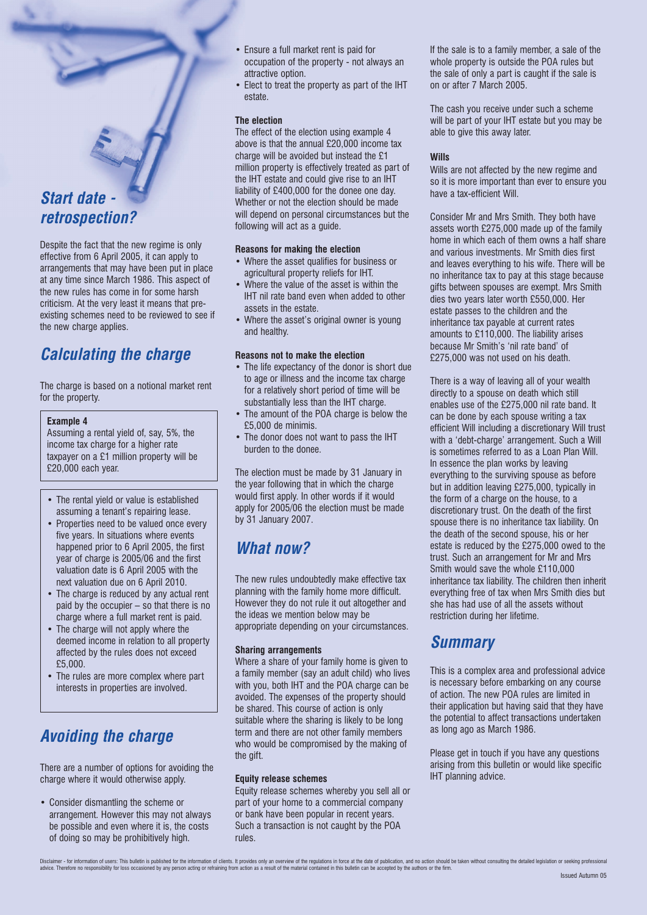## *Start date - retrospection?*

Despite the fact that the new regime is only effective from 6 April 2005, it can apply to arrangements that may have been put in place at any time since March 1986. This aspect of the new rules has come in for some harsh criticism. At the very least it means that pre-existing schemes need to be reviewed to see if the new charge applies.

## *Calculating the charge*

The charge is based on a notional market rent for the property.

**Example 4**

Assuming a rental yield of, say, 5%, the income tax charge for a higher rate taxpayer on a £1 million property will be £20,000 each year.

- The rental yield or value is established assuming a tenant's repairing lease.
- Properties need to be valued once every five years. In situations where events happened prior to 6 April 2005, the first year of charge is 2005/06 and the first valuation date is 6 April 2005 with the next valuation due on 6 April 2010.
- The charge is reduced by any actual rent paid by the occupier – so that there is no charge where a full market rent is paid.
- The charge will not apply where the deemed income in relation to all property affected by the rules does not exceed £5,000.
- The rules are more complex where part interests in properties are involved.

## *Avoiding the charge*

There are a number of options for avoiding the charge where it would otherwise apply.

- Consider dismantling the scheme or arrangement. However this may not always be possible and even where it is, the costs of doing so may be prohibitively high.
- Ensure a full market rent is paid for occupation of the property - not always an attractive option.
- Elect to treat the property as part of the IHT estate.

### The election

The effect of the election using example 4 above is that the annual £20,000 income tax charge will be avoided but instead the £1 million property is effectively treated as part of the IHT estate and could give rise to an IHT liability of £400,000 for the donee one day. Whether or not the election should be made will depend on personal circumstances but the following will act as a guide.

### Reasons for making the election

- Where the asset qualifies for business or agricultural property reliefs for IHT.
- Where the value of the asset is within the IHT nil rate band even when added to other assets in the estate.
- Where the asset's original owner is young and healthy.

### Reasons not to make the election

- The life expectancy of the donor is short due to age or illness and the income tax charge for a relatively short period of time will be substantially less than the IHT charge.
- The amount of the POA charge is below the £5,000 de minimis.
- The donor does not want to pass the IHT burden to the donee.

The election must be made by 31 January in the year following that in which the charge would first apply. In other words if it would apply for 2005/06 the election must be made by 31 January 2007.

## *What now?*

The new rules undoubtedly make effective tax planning with the family home more difficult. However they do not rule it out altogether and the ideas we mention below may be appropriate depending on your circumstances.

### Sharing arrangements

Where a share of your family home is given to a family member (say an adult child) who lives with you, both IHT and the POA charge can be avoided. The expenses of the property should be shared. This course of action is only suitable where the sharing is likely to be long term and there are not other family members who would be compromised by the making of the gift.

### Equity release schemes

Equity release schemes whereby you sell all or part of your home to a commercial company or bank have been popular in recent years. Such a transaction is not caught by the POA rules.

If the sale is to a family member, a sale of the whole property is outside the POA rules but the sale of only a part is caught if the sale is on or after 7 March 2005.

The cash you receive under such a scheme will be part of your IHT estate but you may be able to give this away later.

### Wills

Wills are not affected by the new regime and so it is more important than ever to ensure you have a tax-efficient Will.

Consider Mr and Mrs Smith. They both have assets worth £275,000 made up of the family home in which each of them owns a half share and various investments. Mr Smith dies first and leaves everything to his wife. There will be no inheritance tax to pay at this stage because gifts between spouses are exempt. Mrs Smith dies two years later worth £550,000. Her estate passes to the children and the inheritance tax payable at current rates amounts to £110,000. The liability arises because Mr Smith's 'nil rate band' of £275,000 was not used on his death.

There is a way of leaving all of your wealth directly to a spouse on death which still enables use of the £275,000 nil rate band. It can be done by each spouse writing a tax efficient Will including a discretionary Will trust with a 'debt-charge' arrangement. Such a Will is sometimes referred to as a Loan Plan Will. In essence the plan works by leaving everything to the surviving spouse as before but in addition leaving £275,000, typically in the form of a charge on the house, to a discretionary trust. On the death of the first spouse there is no inheritance tax liability. On the death of the second spouse, his or her estate is reduced by the £275,000 owed to the trust. Such an arrangement for Mr and Mrs Smith would save the whole £110,000 inheritance tax liability. The children then inherit everything free of tax when Mrs Smith dies but she has had use of all the assets without restriction during her lifetime.

## *Summary*

This is a complex area and professional advice is necessary before embarking on any course of action. The new POA rules are limited in their application but having said that they have the potential to affect transactions undertaken as long ago as March 1986.

Please get in touch if you have any questions arising from this bulletin or would like specific IHT planning advice.

Disclaimer - for information of users: This bulletin is published for the information of clients. It provides only an overview of the regulations in force at the date of publication, and no action should be taken without consulting the detailed legislation or seeking professional advice. Therefore no responsibility for loss occasioned by any person acting or refraining from action as a result of the material contained in this bulletin can be accepted by the authors or the firm.

Issued Autumn 05